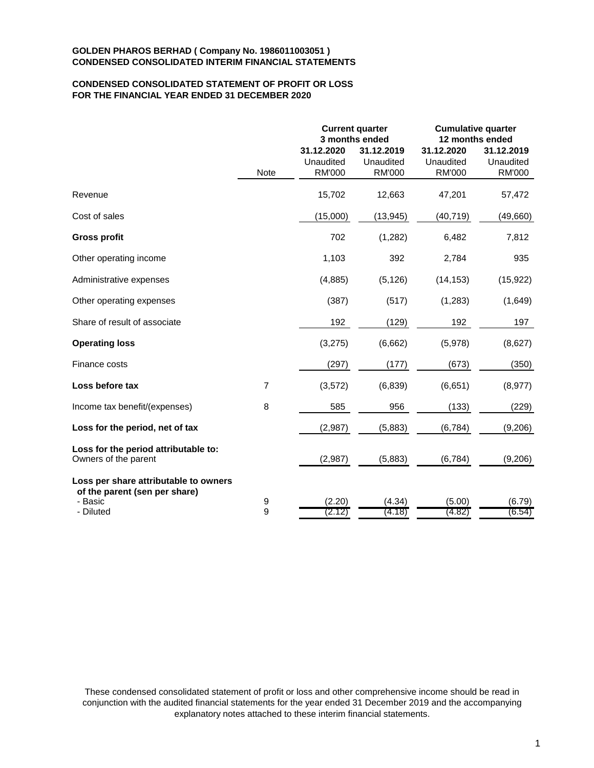**GOLDEN PHAROS BERHAD ( Company No. 1986011003051 )**
**CONDENSED CONSOLIDATED INTERIM FINANCIAL STATEMENTS**

**CONDENSED CONSOLIDATED STATEMENT OF PROFIT OR LOSS**
**FOR THE FINANCIAL YEAR ENDED 31 DECEMBER 2020**

| | | Current quarter 3 months ended | | Cumulative quarter 12 months ended | |
|---|---|---|---|---|---|
| | | 31.12.2020 | 31.12.2019 | 31.12.2020 | 31.12.2019 |
| | | Unaudited | Unaudited | Unaudited | Unaudited |
| | Note | RM'000 | RM'000 | RM'000 | RM'000 |
| Revenue | | 15,702 | 12,663 | 47,201 | 57,472 |
| Cost of sales | | (15,000) | (13,945) | (40,719) | (49,660) |
| **Gross profit** | | 702 | (1,282) | 6,482 | 7,812 |
| Other operating income | | 1,103 | 392 | 2,784 | 935 |
| Administrative expenses | | (4,885) | (5,126) | (14,153) | (15,922) |
| Other operating expenses | | (387) | (517) | (1,283) | (1,649) |
| Share of result of associate | | 192 | (129) | 192 | 197 |
| **Operating loss** | | (3,275) | (6,662) | (5,978) | (8,627) |
| Finance costs | | (297) | (177) | (673) | (350) |
| **Loss before tax** | 7 | (3,572) | (6,839) | (6,651) | (8,977) |
| Income tax benefit/(expenses) | 8 | 585 | 956 | (133) | (229) |
| **Loss for the period, net of tax** | | (2,987) | (5,883) | (6,784) | (9,206) |
| **Loss for the period attributable to:** | | | | | |
| Owners of the parent | | (2,987) | (5,883) | (6,784) | (9,206) |
| **Loss per share attributable to owners of the parent (sen per share)** | | | | | |
| - Basic | 9 | (2.20) | (4.34) | (5.00) | (6.79) |
| - Diluted | 9 | (2.12) | (4.18) | (4.82) | (6.54) |

These condensed consolidated statement of profit or loss and other comprehensive income should be read in conjunction with the audited financial statements for the year ended 31 December 2019 and the accompanying explanatory notes attached to these interim financial statements.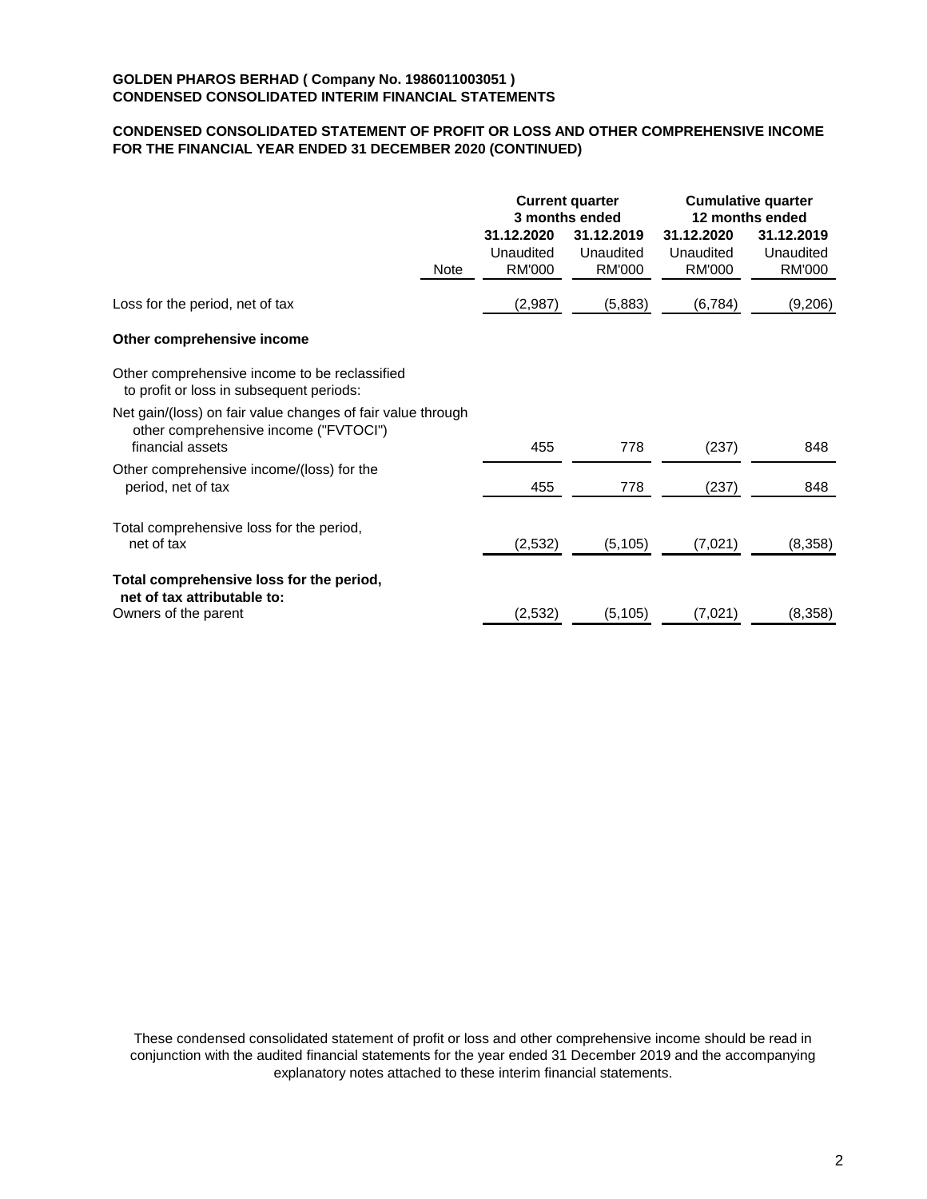**GOLDEN PHAROS BERHAD ( Company No. 1986011003051 )**
**CONDENSED CONSOLIDATED INTERIM FINANCIAL STATEMENTS**

**CONDENSED CONSOLIDATED STATEMENT OF PROFIT OR LOSS AND OTHER COMPREHENSIVE INCOME FOR THE FINANCIAL YEAR ENDED 31 DECEMBER 2020 (CONTINUED)**

| | | **Current quarter 3 months ended** | | **Cumulative quarter 12 months ended** | |
|---|---|---|---|---|---|
| | Note | **31.12.2020** Unaudited RM'000 | **31.12.2019** Unaudited RM'000 | **31.12.2020** Unaudited RM'000 | **31.12.2019** Unaudited RM'000 |
| Loss for the period, net of tax | | (2,987) | (5,883) | (6,784) | (9,206) |
| **Other comprehensive income** | | | | | |
| Other comprehensive income to be reclassified to profit or loss in subsequent periods: | | | | | |
| Net gain/(loss) on fair value changes of fair value through other comprehensive income ("FVTOCI") financial assets | | 455 | 778 | (237) | 848 |
| Other comprehensive income/(loss) for the period, net of tax | | 455 | 778 | (237) | 848 |
| Total comprehensive loss for the period, net of tax | | (2,532) | (5,105) | (7,021) | (8,358) |
| **Total comprehensive loss for the period, net of tax attributable to:** | | | | | |
| Owners of the parent | | (2,532) | (5,105) | (7,021) | (8,358) |

These condensed consolidated statement of profit or loss and other comprehensive income should be read in conjunction with the audited financial statements for the year ended 31 December 2019 and the accompanying explanatory notes attached to these interim financial statements.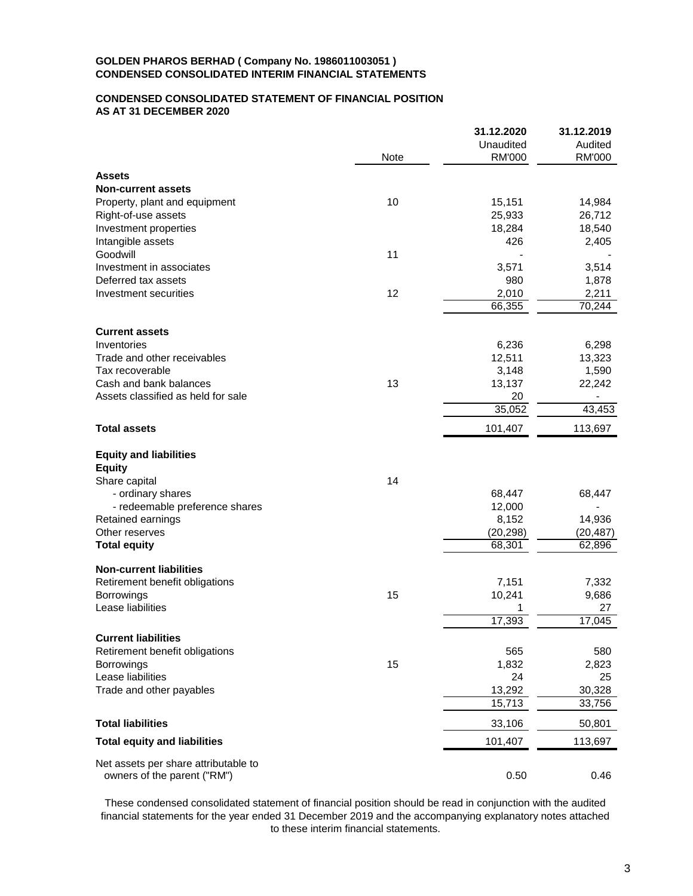**GOLDEN PHAROS BERHAD ( Company No. 1986011003051 )**
**CONDENSED CONSOLIDATED INTERIM FINANCIAL STATEMENTS**

**CONDENSED CONSOLIDATED STATEMENT OF FINANCIAL POSITION**
**AS AT 31 DECEMBER 2020**

| | Note | 31.12.2020 Unaudited RM'000 | 31.12.2019 Audited RM'000 |
|---|---|---|---|
| **Assets** | | | |
| **Non-current assets** | | | |
| Property, plant and equipment | 10 | 15,151 | 14,984 |
| Right-of-use assets | | 25,933 | 26,712 |
| Investment properties | | 18,284 | 18,540 |
| Intangible assets | | 426 | 2,405 |
| Goodwill | 11 | - | - |
| Investment in associates | | 3,571 | 3,514 |
| Deferred tax assets | | 980 | 1,878 |
| Investment securities | 12 | 2,010 | 2,211 |
| | | 66,355 | 70,244 |
| **Current assets** | | | |
| Inventories | | 6,236 | 6,298 |
| Trade and other receivables | | 12,511 | 13,323 |
| Tax recoverable | | 3,148 | 1,590 |
| Cash and bank balances | 13 | 13,137 | 22,242 |
| Assets classified as held for sale | | 20 | - |
| | | 35,052 | 43,453 |
| **Total assets** | | 101,407 | 113,697 |
| **Equity and liabilities** | | | |
| **Equity** | | | |
| Share capital | 14 | | |
| - ordinary shares | | 68,447 | 68,447 |
| - redeemable preference shares | | 12,000 | - |
| Retained earnings | | 8,152 | 14,936 |
| Other reserves | | (20,298) | (20,487) |
| **Total equity** | | 68,301 | 62,896 |
| **Non-current liabilities** | | | |
| Retirement benefit obligations | | 7,151 | 7,332 |
| Borrowings | 15 | 10,241 | 9,686 |
| Lease liabilities | | 1 | 27 |
| | | 17,393 | 17,045 |
| **Current liabilities** | | | |
| Retirement benefit obligations | | 565 | 580 |
| Borrowings | 15 | 1,832 | 2,823 |
| Lease liabilities | | 24 | 25 |
| Trade and other payables | | 13,292 | 30,328 |
| | | 15,713 | 33,756 |
| **Total liabilities** | | 33,106 | 50,801 |
| **Total equity and liabilities** | | 101,407 | 113,697 |
| Net assets per share attributable to owners of the parent ("RM") | | 0.50 | 0.46 |

These condensed consolidated statement of financial position should be read in conjunction with the audited financial statements for the year ended 31 December 2019 and the accompanying explanatory notes attached to these interim financial statements.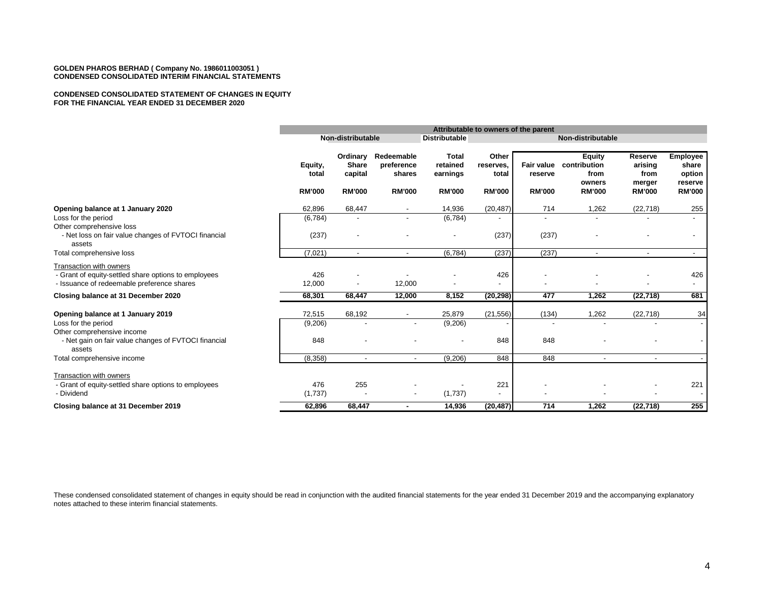**GOLDEN PHAROS BERHAD ( Company No. 1986011003051 )**
**CONDENSED CONSOLIDATED INTERIM FINANCIAL STATEMENTS**

**CONDENSED CONSOLIDATED STATEMENT OF CHANGES IN EQUITY**
**FOR THE FINANCIAL YEAR ENDED 31 DECEMBER 2020**

| | Attributable to owners of the parent | | | | | | | | |
|---|---|---|---|---|---|---|---|---|---|
| | | Non-distributable | | Distributable | Non-distributable | | | | |
| | Equity, total | Ordinary Share capital | Redeemable preference shares | Total retained earnings | Other reserves, total | Fair value reserve | Equity contribution from owners | Reserve arising from merger | Employee share option reserve |
| | RM'000 | RM'000 | RM'000 | RM'000 | RM'000 | RM'000 | RM'000 | RM'000 | RM'000 |
| **Opening balance at 1 January 2020** | 62,896 | 68,447 | - | 14,936 | (20,487) | 714 | 1,262 | (22,718) | 255 |
| Loss for the period | (6,784) | - | - | (6,784) | - | - | - | - | - |
| Other comprehensive loss | | | | | | | | | |
| - Net loss on fair value changes of FVTOCI financial assets | (237) | - | - | - | (237) | (237) | - | - | - |
| Total comprehensive loss | (7,021) | - | - | (6,784) | (237) | (237) | - | - | - |
| Transaction with owners | | | | | | | | | |
| - Grant of equity-settled share options to employees | 426 | - | - | - | 426 | - | - | - | 426 |
| - Issuance of redeemable preference shares | 12,000 | - | 12,000 | - | - | - | - | - | - |
| **Closing balance at 31 December 2020** | **68,301** | **68,447** | **12,000** | **8,152** | **(20,298)** | **477** | **1,262** | **(22,718)** | **681** |
| **Opening balance at 1 January 2019** | 72,515 | 68,192 | - | 25,879 | (21,556) | (134) | 1,262 | (22,718) | 34 |
| Loss for the period | (9,206) | - | - | (9,206) | - | - | - | - | - |
| Other comprehensive income | | | | | | | | | |
| - Net gain on fair value changes of FVTOCI financial assets | 848 | - | - | - | 848 | 848 | - | - | - |
| Total comprehensive income | (8,358) | - | - | (9,206) | 848 | 848 | - | - | - |
| Transaction with owners | | | | | | | | | |
| - Grant of equity-settled share options to employees | 476 | 255 | - | - | 221 | - | - | - | 221 |
| - Dividend | (1,737) | - | - | (1,737) | - | - | - | - | - |
| **Closing balance at 31 December 2019** | **62,896** | **68,447** | **-** | **14,936** | **(20,487)** | **714** | **1,262** | **(22,718)** | **255** |

These condensed consolidated statement of changes in equity should be read in conjunction with the audited financial statements for the year ended 31 December 2019 and the accompanying explanatory notes attached to these interim financial statements.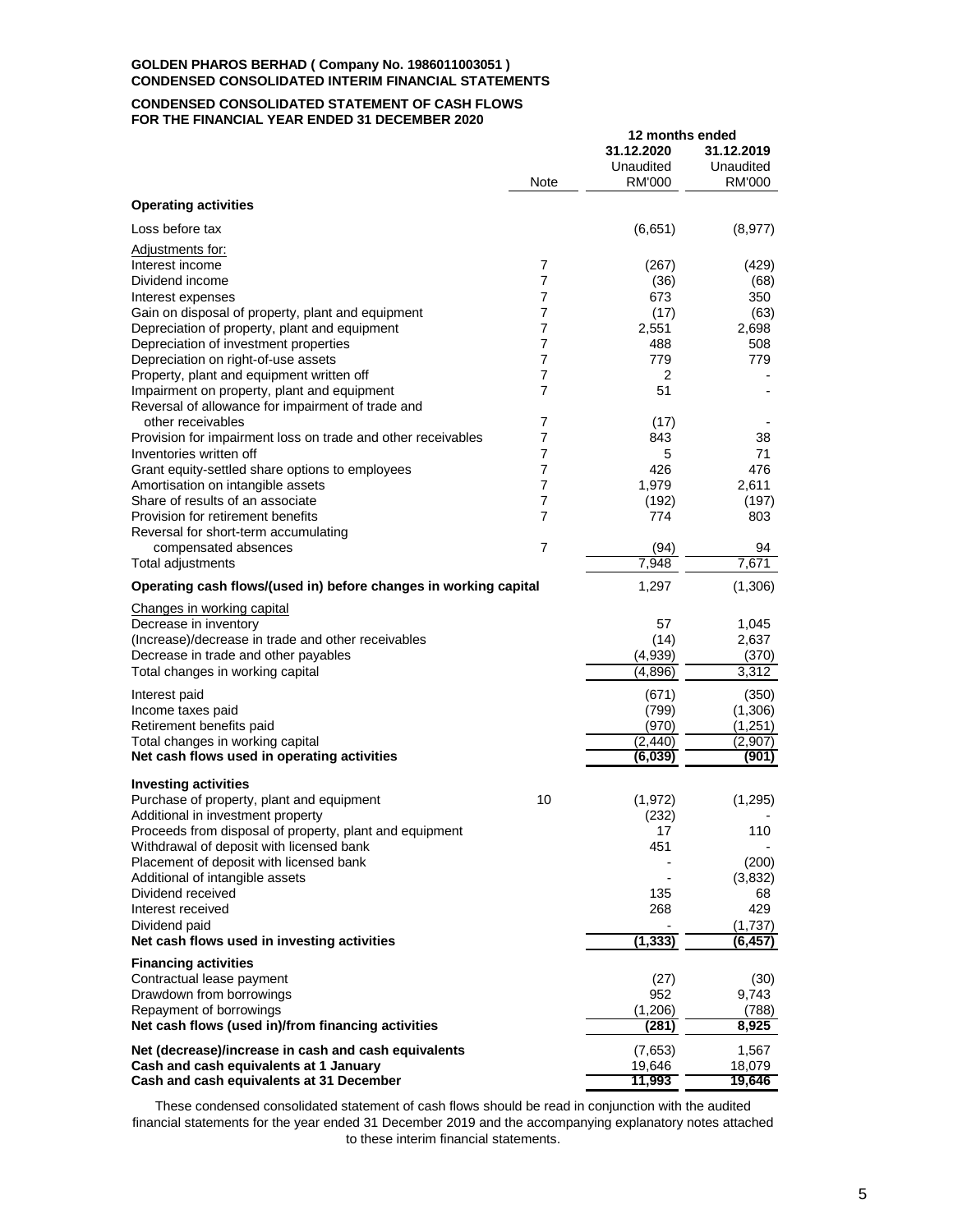**GOLDEN PHAROS BERHAD ( Company No. 1986011003051 )**
**CONDENSED CONSOLIDATED INTERIM FINANCIAL STATEMENTS**

**CONDENSED CONSOLIDATED STATEMENT OF CASH FLOWS**
**FOR THE FINANCIAL YEAR ENDED 31 DECEMBER 2020**

| | Note | 12 months ended 31.12.2020 Unaudited RM'000 | 31.12.2019 Unaudited RM'000 |
|---|---|---|---|
| **Operating activities** | | | |
| Loss before tax | | (6,651) | (8,977) |
| Adjustments for: | | | |
| Interest income | 7 | (267) | (429) |
| Dividend income | 7 | (36) | (68) |
| Interest expenses | 7 | 673 | 350 |
| Gain on disposal of property, plant and equipment | 7 | (17) | (63) |
| Depreciation of property, plant and equipment | 7 | 2,551 | 2,698 |
| Depreciation of investment properties | 7 | 488 | 508 |
| Depreciation on right-of-use assets | 7 | 779 | 779 |
| Property, plant and equipment written off | 7 | 2 | - |
| Impairment on property, plant and equipment | 7 | 51 | - |
| Reversal of allowance for impairment of trade and other receivables | 7 | (17) | - |
| Provision for impairment loss on trade and other receivables | 7 | 843 | 38 |
| Inventories written off | 7 | 5 | 71 |
| Grant equity-settled share options to employees | 7 | 426 | 476 |
| Amortisation on intangible assets | 7 | 1,979 | 2,611 |
| Share of results of an associate | 7 | (192) | (197) |
| Provision for retirement benefits | 7 | 774 | 803 |
| Reversal for short-term accumulating compensated absences | 7 | (94) | 94 |
| Total adjustments | | 7,948 | 7,671 |
| **Operating cash flows/(used in) before changes in working capital** | | 1,297 | (1,306) |
| Changes in working capital | | | |
| Decrease in inventory | | 57 | 1,045 |
| (Increase)/decrease in trade and other receivables | | (14) | 2,637 |
| Decrease in trade and other payables | | (4,939) | (370) |
| Total changes in working capital | | (4,896) | 3,312 |
| Interest paid | | (671) | (350) |
| Income taxes paid | | (799) | (1,306) |
| Retirement benefits paid | | (970) | (1,251) |
| Total changes in working capital | | (2,440) | (2,907) |
| **Net cash flows used in operating activities** | | **(6,039)** | **(901)** |
| **Investing activities** | | | |
| Purchase of property, plant and equipment | 10 | (1,972) | (1,295) |
| Additional in investment property | | (232) | - |
| Proceeds from disposal of property, plant and equipment | | 17 | 110 |
| Withdrawal of deposit with licensed bank | | 451 | - |
| Placement of deposit with licensed bank | | - | (200) |
| Additional of intangible assets | | - | (3,832) |
| Dividend received | | 135 | 68 |
| Interest received | | 268 | 429 |
| Dividend paid | | - | (1,737) |
| **Net cash flows used in investing activities** | | **(1,333)** | **(6,457)** |
| **Financing activities** | | | |
| Contractual lease payment | | (27) | (30) |
| Drawdown from borrowings | | 952 | 9,743 |
| Repayment of borrowings | | (1,206) | (788) |
| **Net cash flows (used in)/from financing activities** | | **(281)** | **8,925** |
| **Net (decrease)/increase in cash and cash equivalents** | | (7,653) | 1,567 |
| **Cash and cash equivalents at 1 January** | | 19,646 | 18,079 |
| **Cash and cash equivalents at 31 December** | | **11,993** | **19,646** |

These condensed consolidated statement of cash flows should be read in conjunction with the audited financial statements for the year ended 31 December 2019 and the accompanying explanatory notes attached to these interim financial statements.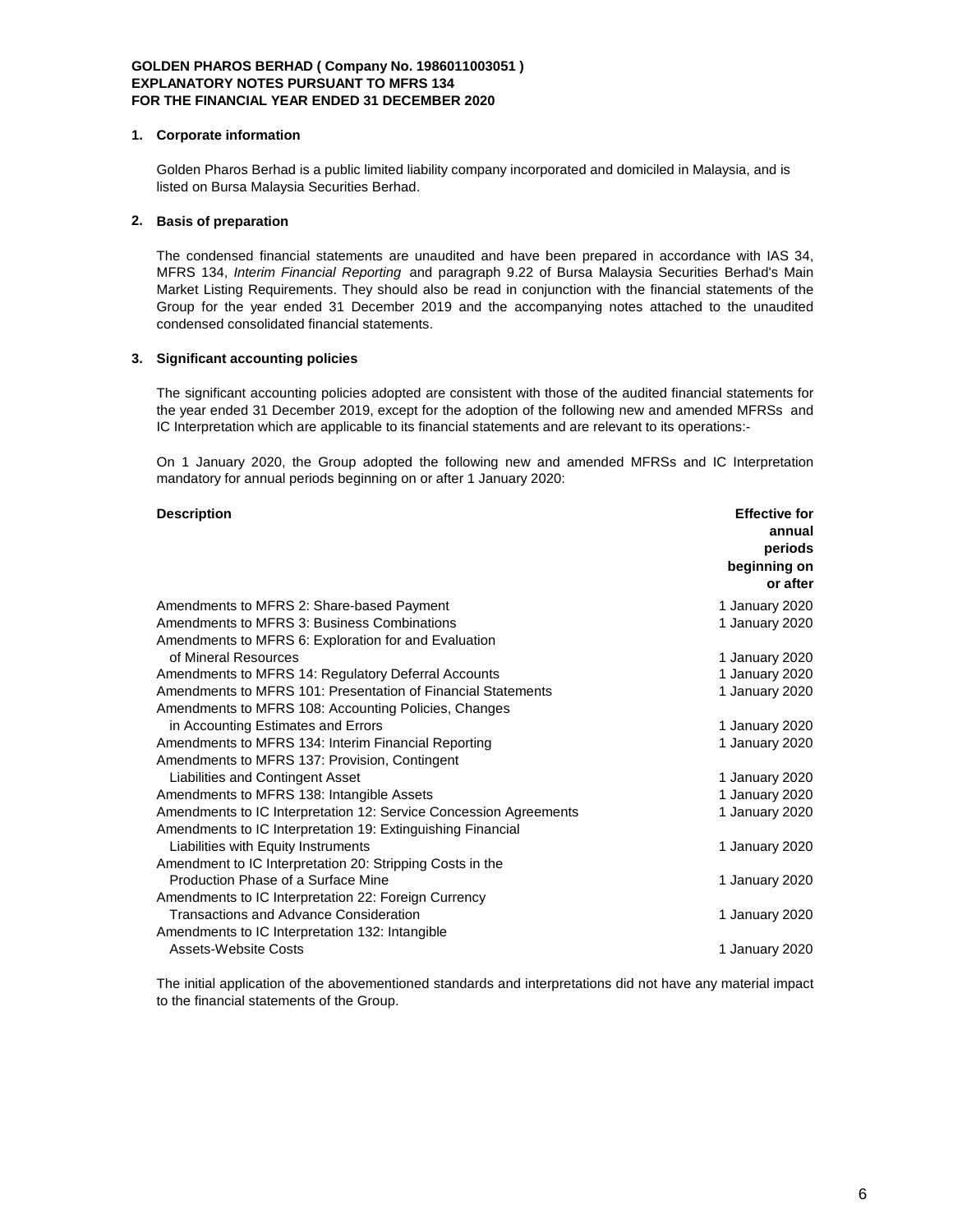**GOLDEN PHAROS BERHAD ( Company No. 1986011003051 )**
**EXPLANATORY NOTES PURSUANT TO MFRS 134**
**FOR THE FINANCIAL YEAR ENDED 31 DECEMBER 2020**

## 1. Corporate information

Golden Pharos Berhad is a public limited liability company incorporated and domiciled in Malaysia, and is listed on Bursa Malaysia Securities Berhad.

## 2. Basis of preparation

The condensed financial statements are unaudited and have been prepared in accordance with IAS 34, MFRS 134, *Interim Financial Reporting* and paragraph 9.22 of Bursa Malaysia Securities Berhad's Main Market Listing Requirements. They should also be read in conjunction with the financial statements of the Group for the year ended 31 December 2019 and the accompanying notes attached to the unaudited condensed consolidated financial statements.

## 3. Significant accounting policies

The significant accounting policies adopted are consistent with those of the audited financial statements for the year ended 31 December 2019, except for the adoption of the following new and amended MFRSs and IC Interpretation which are applicable to its financial statements and are relevant to its operations:-

On 1 January 2020, the Group adopted the following new and amended MFRSs and IC Interpretation mandatory for annual periods beginning on or after 1 January 2020:

| Description | Effective for annual periods beginning on or after |
|---|---|
| Amendments to MFRS 2: Share-based Payment | 1 January 2020 |
| Amendments to MFRS 3: Business Combinations | 1 January 2020 |
| Amendments to MFRS 6: Exploration for and Evaluation of Mineral Resources | 1 January 2020 |
| Amendments to MFRS 14: Regulatory Deferral Accounts | 1 January 2020 |
| Amendments to MFRS 101: Presentation of Financial Statements | 1 January 2020 |
| Amendments to MFRS 108: Accounting Policies, Changes in Accounting Estimates and Errors | 1 January 2020 |
| Amendments to MFRS 134: Interim Financial Reporting | 1 January 2020 |
| Amendments to MFRS 137: Provision, Contingent Liabilities and Contingent Asset | 1 January 2020 |
| Amendments to MFRS 138: Intangible Assets | 1 January 2020 |
| Amendments to IC Interpretation 12: Service Concession Agreements | 1 January 2020 |
| Amendments to IC Interpretation 19: Extinguishing Financial Liabilities with Equity Instruments | 1 January 2020 |
| Amendment to IC Interpretation 20: Stripping Costs in the Production Phase of a Surface Mine | 1 January 2020 |
| Amendments to IC Interpretation 22: Foreign Currency Transactions and Advance Consideration | 1 January 2020 |
| Amendments to IC Interpretation 132: Intangible Assets-Website Costs | 1 January 2020 |

The initial application of the abovementioned standards and interpretations did not have any material impact to the financial statements of the Group.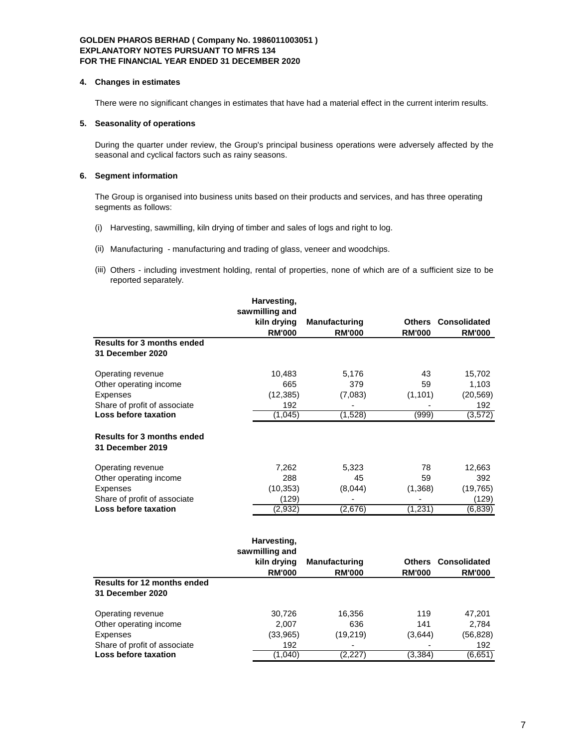## 4. Changes in estimates

There were no significant changes in estimates that have had a material effect in the current interim results.

## 5. Seasonality of operations

During the quarter under review, the Group's principal business operations were adversely affected by the seasonal and cyclical factors such as rainy seasons.

## 6. Segment information

The Group is organised into business units based on their products and services, and has three operating segments as follows:

(i) Harvesting, sawmilling, kiln drying of timber and sales of logs and right to log.

(ii) Manufacturing - manufacturing and trading of glass, veneer and woodchips.

(iii) Others - including investment holding, rental of properties, none of which are of a sufficient size to be reported separately.

| | Harvesting, sawmilling and kiln drying RM'000 | Manufacturing RM'000 | Others RM'000 | Consolidated RM'000 |
|---|---|---|---|---|
| **Results for 3 months ended 31 December 2020** | | | | |
| Operating revenue | 10,483 | 5,176 | 43 | 15,702 |
| Other operating income | 665 | 379 | 59 | 1,103 |
| Expenses | (12,385) | (7,083) | (1,101) | (20,569) |
| Share of profit of associate | 192 | - | - | 192 |
| **Loss before taxation** | (1,045) | (1,528) | (999) | (3,572) |
| **Results for 3 months ended 31 December 2019** | | | | |
| Operating revenue | 7,262 | 5,323 | 78 | 12,663 |
| Other operating income | 288 | 45 | 59 | 392 |
| Expenses | (10,353) | (8,044) | (1,368) | (19,765) |
| Share of profit of associate | (129) | - | - | (129) |
| **Loss before taxation** | (2,932) | (2,676) | (1,231) | (6,839) |

| | Harvesting, sawmilling and kiln drying RM'000 | Manufacturing RM'000 | Others RM'000 | Consolidated RM'000 |
|---|---|---|---|---|
| **Results for 12 months ended 31 December 2020** | | | | |
| Operating revenue | 30,726 | 16,356 | 119 | 47,201 |
| Other operating income | 2,007 | 636 | 141 | 2,784 |
| Expenses | (33,965) | (19,219) | (3,644) | (56,828) |
| Share of profit of associate | 192 | - | - | 192 |
| **Loss before taxation** | (1,040) | (2,227) | (3,384) | (6,651) |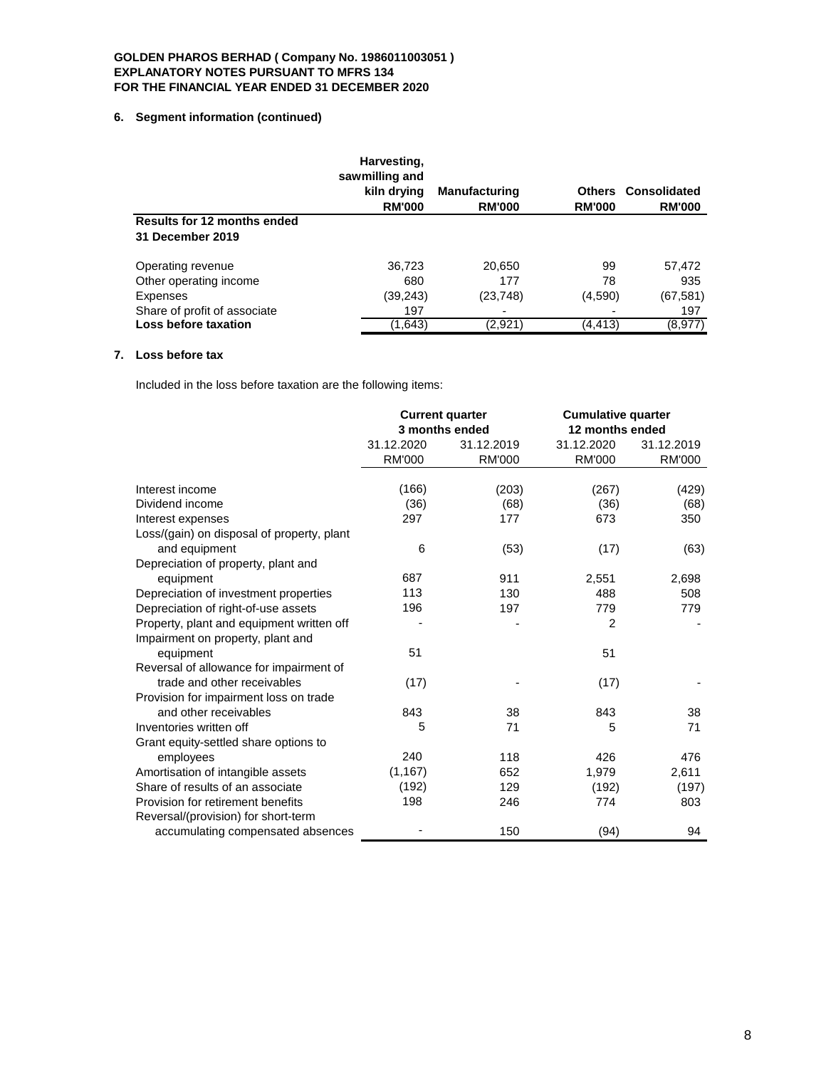**GOLDEN PHAROS BERHAD ( Company No. 1986011003051 )**
**EXPLANATORY NOTES PURSUANT TO MFRS 134**
**FOR THE FINANCIAL YEAR ENDED 31 DECEMBER 2020**

## 6. Segment information (continued)

| | Harvesting, sawmilling and kiln drying RM'000 | Manufacturing RM'000 | Others RM'000 | Consolidated RM'000 |
|---|---|---|---|---|
| **Results for 12 months ended 31 December 2019** | | | | |
| Operating revenue | 36,723 | 20,650 | 99 | 57,472 |
| Other operating income | 680 | 177 | 78 | 935 |
| Expenses | (39,243) | (23,748) | (4,590) | (67,581) |
| Share of profit of associate | 197 | - | - | 197 |
| **Loss before taxation** | (1,643) | (2,921) | (4,413) | (8,977) |

## 7. Loss before tax

Included in the loss before taxation are the following items:

| | Current quarter 3 months ended | | Cumulative quarter 12 months ended | |
|---|---|---|---|---|
| | 31.12.2020 | 31.12.2019 | 31.12.2020 | 31.12.2019 |
| | RM'000 | RM'000 | RM'000 | RM'000 |
| Interest income | (166) | (203) | (267) | (429) |
| Dividend income | (36) | (68) | (36) | (68) |
| Interest expenses | 297 | 177 | 673 | 350 |
| Loss/(gain) on disposal of property, plant and equipment | 6 | (53) | (17) | (63) |
| Depreciation of property, plant and equipment | 687 | 911 | 2,551 | 2,698 |
| Depreciation of investment properties | 113 | 130 | 488 | 508 |
| Depreciation of right-of-use assets | 196 | 197 | 779 | 779 |
| Property, plant and equipment written off | - | - | 2 | - |
| Impairment on property, plant and equipment | 51 | | 51 | |
| Reversal of allowance for impairment of trade and other receivables | (17) | - | (17) | - |
| Provision for impairment loss on trade and other receivables | 843 | 38 | 843 | 38 |
| Inventories written off | 5 | 71 | 5 | 71 |
| Grant equity-settled share options to employees | 240 | 118 | 426 | 476 |
| Amortisation of intangible assets | (1,167) | 652 | 1,979 | 2,611 |
| Share of results of an associate | (192) | 129 | (192) | (197) |
| Provision for retirement benefits | 198 | 246 | 774 | 803 |
| Reversal/(provision) for short-term accumulating compensated absences | - | 150 | (94) | 94 |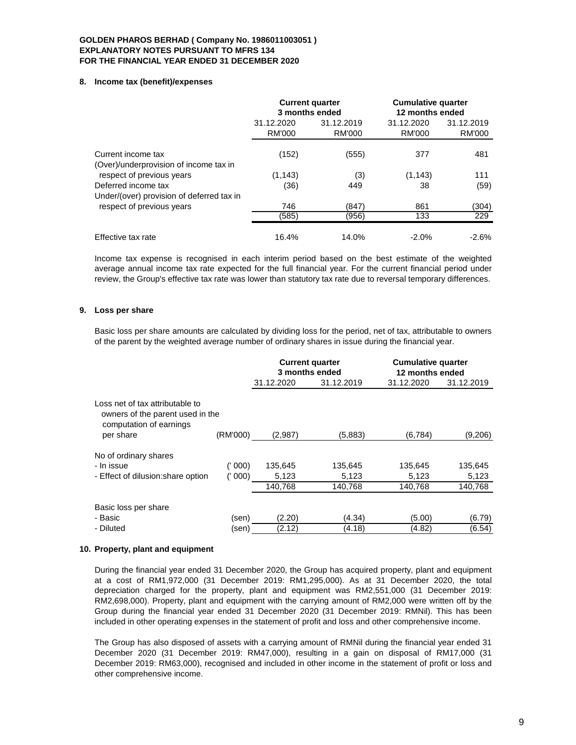**GOLDEN PHAROS BERHAD ( Company No. 1986011003051 )**
**EXPLANATORY NOTES PURSUANT TO MFRS 134**
**FOR THE FINANCIAL YEAR ENDED 31 DECEMBER 2020**

## 8. Income tax (benefit)/expenses

| | Current quarter 3 months ended | | Cumulative quarter 12 months ended | |
|---|---|---|---|---|
| | 31.12.2020 RM'000 | 31.12.2019 RM'000 | 31.12.2020 RM'000 | 31.12.2019 RM'000 |
| Current income tax | (152) | (555) | 377 | 481 |
| (Over)/underprovision of income tax in respect of previous years | (1,143) | (3) | (1,143) | 111 |
| Deferred income tax | (36) | 449 | 38 | (59) |
| Under/(over) provision of deferred tax in respect of previous years | 746 | (847) | 861 | (304) |
| | (585) | (956) | 133 | 229 |
| Effective tax rate | 16.4% | 14.0% | -2.0% | -2.6% |

Income tax expense is recognised in each interim period based on the best estimate of the weighted average annual income tax rate expected for the full financial year. For the current financial period under review, the Group's effective tax rate was lower than statutory tax rate due to reversal temporary differences.

## 9. Loss per share

Basic loss per share amounts are calculated by dividing loss for the period, net of tax, attributable to owners of the parent by the weighted average number of ordinary shares in issue during the financial year.

| | | Current quarter 3 months ended | | Cumulative quarter 12 months ended | |
|---|---|---|---|---|---|
| | | 31.12.2020 | 31.12.2019 | 31.12.2020 | 31.12.2019 |
| Loss net of tax attributable to owners of the parent used in the computation of earnings per share | (RM'000) | (2,987) | (5,883) | (6,784) | (9,206) |
| No of ordinary shares | | | | | |
| - In issue | (' 000) | 135,645 | 135,645 | 135,645 | 135,645 |
| - Effect of dilusion:share option | (' 000) | 5,123 | 5,123 | 5,123 | 5,123 |
| | | 140,768 | 140,768 | 140,768 | 140,768 |
| Basic loss per share | | | | | |
| - Basic | (sen) | (2.20) | (4.34) | (5.00) | (6.79) |
| - Diluted | (sen) | (2.12) | (4.18) | (4.82) | (6.54) |

## 10. Property, plant and equipment

During the financial year ended 31 December 2020, the Group has acquired property, plant and equipment at a cost of RM1,972,000 (31 December 2019: RM1,295,000). As at 31 December 2020, the total depreciation charged for the property, plant and equipment was RM2,551,000 (31 December 2019: RM2,698,000). Property, plant and equipment with the carrying amount of RM2,000 were written off by the Group during the financial year ended 31 December 2020 (31 December 2019: RMNil). This has been included in other operating expenses in the statement of profit and loss and other comprehensive income.

The Group has also disposed of assets with a carrying amount of RMNil during the financial year ended 31 December 2020 (31 December 2019: RM47,000), resulting in a gain on disposal of RM17,000 (31 December 2019: RM63,000), recognised and included in other income in the statement of profit or loss and other comprehensive income.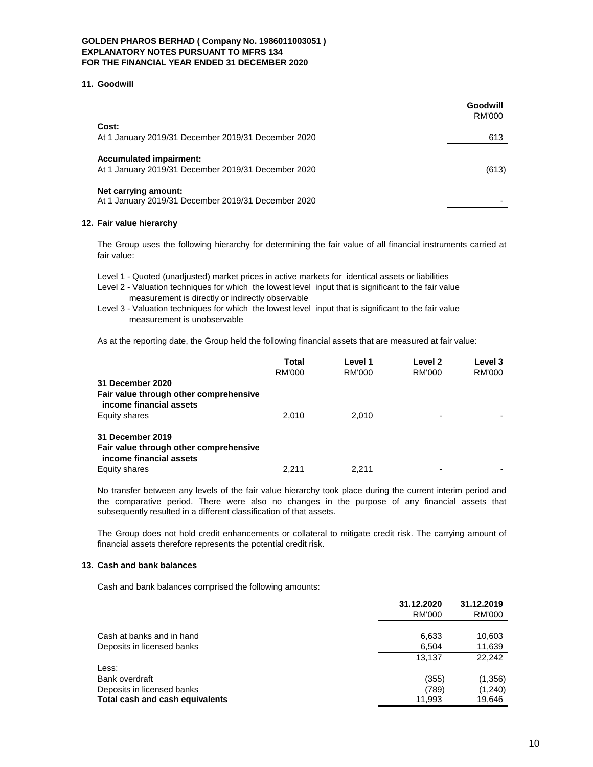**GOLDEN PHAROS BERHAD ( Company No. 1986011003051 )**
**EXPLANATORY NOTES PURSUANT TO MFRS 134**
**FOR THE FINANCIAL YEAR ENDED 31 DECEMBER 2020**

## 11. Goodwill

| | Goodwill RM'000 |
|---|---|
| **Cost:** | |
| At 1 January 2019/31 December 2019/31 December 2020 | 613 |
| **Accumulated impairment:** | |
| At 1 January 2019/31 December 2019/31 December 2020 | (613) |
| **Net carrying amount:** | |
| At 1 January 2019/31 December 2019/31 December 2020 | - |

## 12. Fair value hierarchy

The Group uses the following hierarchy for determining the fair value of all financial instruments carried at fair value:

Level 1 - Quoted (unadjusted) market prices in active markets for identical assets or liabilities
Level 2 - Valuation techniques for which the lowest level input that is significant to the fair value measurement is directly or indirectly observable
Level 3 - Valuation techniques for which the lowest level input that is significant to the fair value measurement is unobservable

As at the reporting date, the Group held the following financial assets that are measured at fair value:

| | Total RM'000 | Level 1 RM'000 | Level 2 RM'000 | Level 3 RM'000 |
|---|---|---|---|---|
| **31 December 2020** | | | | |
| **Fair value through other comprehensive income financial assets** | | | | |
| Equity shares | 2,010 | 2,010 | - | - |
| **31 December 2019** | | | | |
| **Fair value through other comprehensive income financial assets** | | | | |
| Equity shares | 2,211 | 2,211 | - | - |

No transfer between any levels of the fair value hierarchy took place during the current interim period and the comparative period. There were also no changes in the purpose of any financial assets that subsequently resulted in a different classification of that assets.

The Group does not hold credit enhancements or collateral to mitigate credit risk. The carrying amount of financial assets therefore represents the potential credit risk.

## 13. Cash and bank balances

Cash and bank balances comprised the following amounts:

| | 31.12.2020 RM'000 | 31.12.2019 RM'000 |
|---|---|---|
| Cash at banks and in hand | 6,633 | 10,603 |
| Deposits in licensed banks | 6,504 | 11,639 |
| | 13,137 | 22,242 |
| Less: | | |
| Bank overdraft | (355) | (1,356) |
| Deposits in licensed banks | (789) | (1,240) |
| **Total cash and cash equivalents** | 11,993 | 19,646 |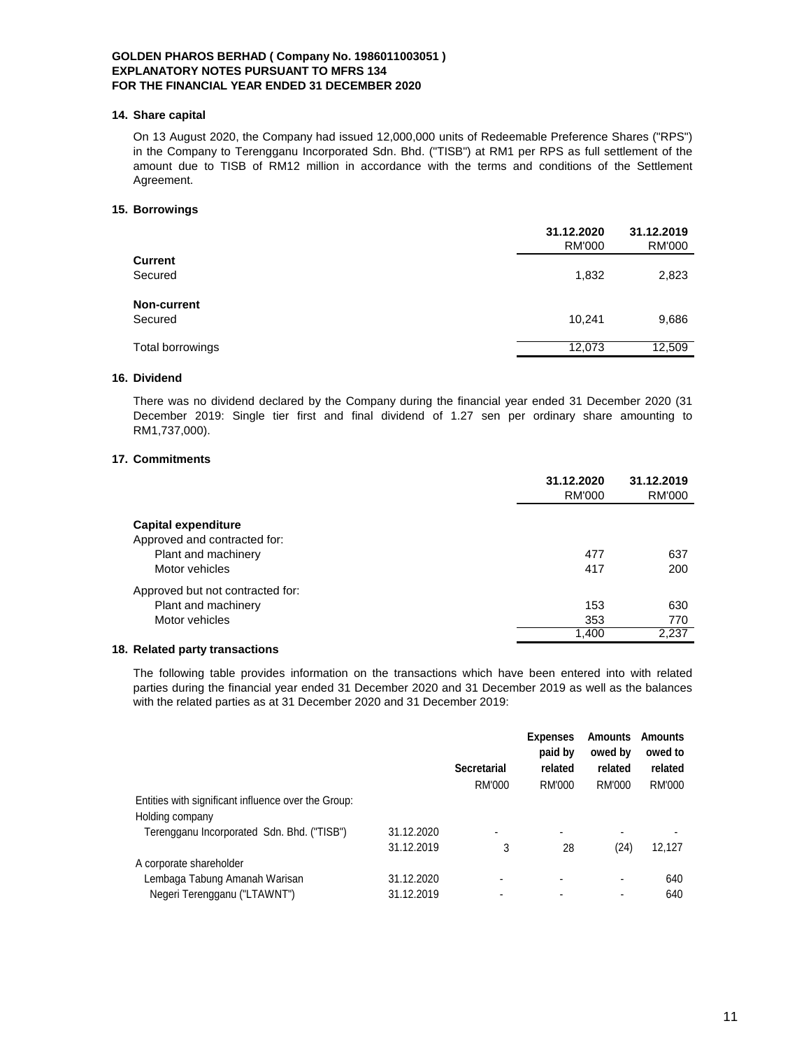**GOLDEN PHAROS BERHAD ( Company No. 1986011003051 )**
**EXPLANATORY NOTES PURSUANT TO MFRS 134**
**FOR THE FINANCIAL YEAR ENDED 31 DECEMBER 2020**

## 14. Share capital

On 13 August 2020, the Company had issued 12,000,000 units of Redeemable Preference Shares ("RPS") in the Company to Terengganu Incorporated Sdn. Bhd. ("TISB") at RM1 per RPS as full settlement of the amount due to TISB of RM12 million in accordance with the terms and conditions of the Settlement Agreement.

## 15. Borrowings

| | 31.12.2020 RM'000 | 31.12.2019 RM'000 |
|---|---|---|
| **Current** | | |
| Secured | 1,832 | 2,823 |
| **Non-current** | | |
| Secured | 10,241 | 9,686 |
| Total borrowings | 12,073 | 12,509 |

## 16. Dividend

There was no dividend declared by the Company during the financial year ended 31 December 2020 (31 December 2019: Single tier first and final dividend of 1.27 sen per ordinary share amounting to RM1,737,000).

## 17. Commitments

| | 31.12.2020 RM'000 | 31.12.2019 RM'000 |
|---|---|---|
| **Capital expenditure** | | |
| Approved and contracted for: | | |
| Plant and machinery | 477 | 637 |
| Motor vehicles | 417 | 200 |
| Approved but not contracted for: | | |
| Plant and machinery | 153 | 630 |
| Motor vehicles | 353 | 770 |
| | 1,400 | 2,237 |

## 18. Related party transactions

The following table provides information on the transactions which have been entered into with related parties during the financial year ended 31 December 2020 and 31 December 2019 as well as the balances with the related parties as at 31 December 2020 and 31 December 2019:

| | | Secretarial RM'000 | Expenses paid by related RM'000 | Amounts owed by related RM'000 | Amounts owed to related RM'000 |
|---|---|---|---|---|---|
| Entities with significant influence over the Group: | | | | | |
| Holding company | | | | | |
| Terengganu Incorporated Sdn. Bhd. ("TISB") | 31.12.2020 | - | - | - | - |
| | 31.12.2019 | 3 | 28 | (24) | 12,127 |
| A corporate shareholder | | | | | |
| Lembaga Tabung Amanah Warisan | 31.12.2020 | - | - | - | 640 |
| Negeri Terengganu ("LTAWNT") | 31.12.2019 | - | - | - | 640 |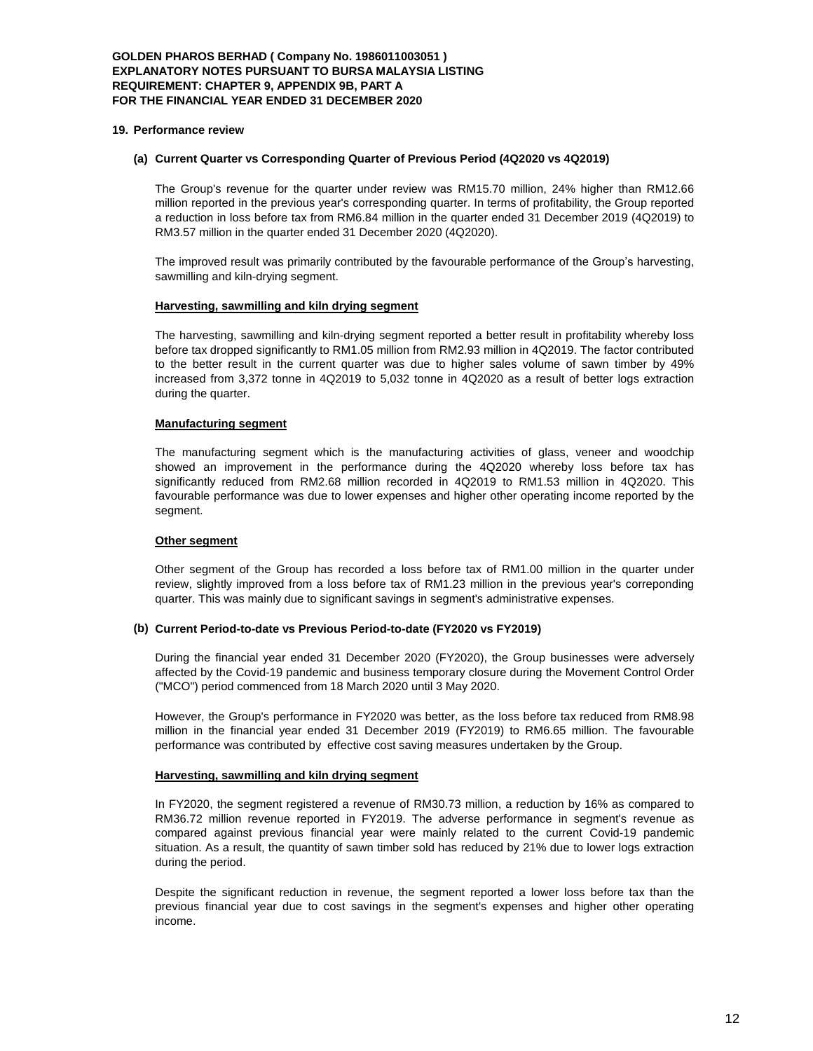**GOLDEN PHAROS BERHAD ( Company No. 1986011003051 )**
**EXPLANATORY NOTES PURSUANT TO BURSA MALAYSIA LISTING REQUIREMENT: CHAPTER 9, APPENDIX 9B, PART A**
**FOR THE FINANCIAL YEAR ENDED 31 DECEMBER 2020**

## 19. Performance review

### (a) Current Quarter vs Corresponding Quarter of Previous Period (4Q2020 vs 4Q2019)

The Group's revenue for the quarter under review was RM15.70 million, 24% higher than RM12.66 million reported in the previous year's corresponding quarter. In terms of profitability, the Group reported a reduction in loss before tax from RM6.84 million in the quarter ended 31 December 2019 (4Q2019) to RM3.57 million in the quarter ended 31 December 2020 (4Q2020).

The improved result was primarily contributed by the favourable performance of the Group's harvesting, sawmilling and kiln-drying segment.

**Harvesting, sawmilling and kiln drying segment**

The harvesting, sawmilling and kiln-drying segment reported a better result in profitability whereby loss before tax dropped significantly to RM1.05 million from RM2.93 million in 4Q2019. The factor contributed to the better result in the current quarter was due to higher sales volume of sawn timber by 49% increased from 3,372 tonne in 4Q2019 to 5,032 tonne in 4Q2020 as a result of better logs extraction during the quarter.

**Manufacturing segment**

The manufacturing segment which is the manufacturing activities of glass, veneer and woodchip showed an improvement in the performance during the 4Q2020 whereby loss before tax has significantly reduced from RM2.68 million recorded in 4Q2019 to RM1.53 million in 4Q2020. This favourable performance was due to lower expenses and higher other operating income reported by the segment.

**Other segment**

Other segment of the Group has recorded a loss before tax of RM1.00 million in the quarter under review, slightly improved from a loss before tax of RM1.23 million in the previous year's correponding quarter. This was mainly due to significant savings in segment's administrative expenses.

### (b) Current Period-to-date vs Previous Period-to-date (FY2020 vs FY2019)

During the financial year ended 31 December 2020 (FY2020), the Group businesses were adversely affected by the Covid-19 pandemic and business temporary closure during the Movement Control Order ("MCO") period commenced from 18 March 2020 until 3 May 2020.

However, the Group's performance in FY2020 was better, as the loss before tax reduced from RM8.98 million in the financial year ended 31 December 2019 (FY2019) to RM6.65 million. The favourable performance was contributed by effective cost saving measures undertaken by the Group.

**Harvesting, sawmilling and kiln drying segment**

In FY2020, the segment registered a revenue of RM30.73 million, a reduction by 16% as compared to RM36.72 million revenue reported in FY2019. The adverse performance in segment's revenue as compared against previous financial year were mainly related to the current Covid-19 pandemic situation. As a result, the quantity of sawn timber sold has reduced by 21% due to lower logs extraction during the period.

Despite the significant reduction in revenue, the segment reported a lower loss before tax than the previous financial year due to cost savings in the segment's expenses and higher other operating income.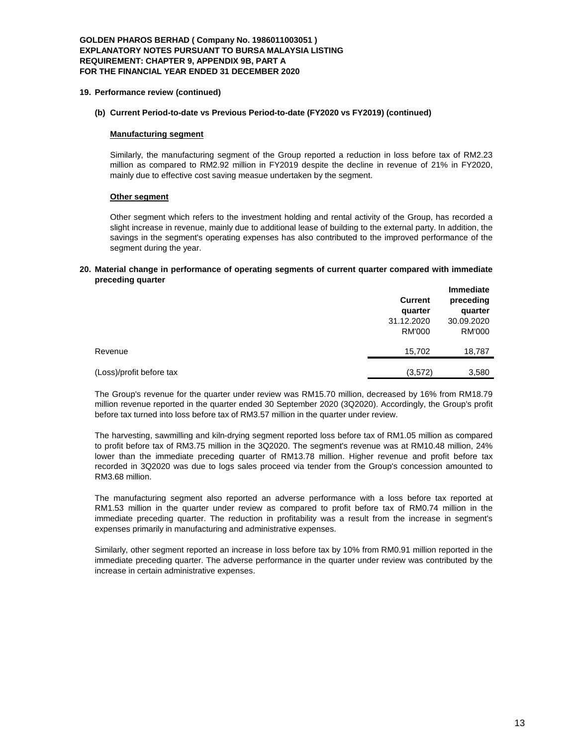**19. Performance review (continued)**

**(b) Current Period-to-date vs Previous Period-to-date (FY2020 vs FY2019) (continued)**

**Manufacturing segment**

Similarly, the manufacturing segment of the Group reported a reduction in loss before tax of RM2.23 million as compared to RM2.92 million in FY2019 despite the decline in revenue of 21% in FY2020, mainly due to effective cost saving measue undertaken by the segment.

**Other segment**

Other segment which refers to the investment holding and rental activity of the Group, has recorded a slight increase in revenue, mainly due to additional lease of building to the external party. In addition, the savings in the segment's operating expenses has also contributed to the improved performance of the segment during the year.

**20. Material change in performance of operating segments of current quarter compared with immediate preceding quarter**

| | Current quarter 31.12.2020 RM'000 | Immediate preceding quarter 30.09.2020 RM'000 |
|---|---|---|
| Revenue | 15,702 | 18,787 |
| (Loss)/profit before tax | (3,572) | 3,580 |

The Group's revenue for the quarter under review was RM15.70 million, decreased by 16% from RM18.79 million revenue reported in the quarter ended 30 September 2020 (3Q2020). Accordingly, the Group's profit before tax turned into loss before tax of RM3.57 million in the quarter under review.

The harvesting, sawmilling and kiln-drying segment reported loss before tax of RM1.05 million as compared to profit before tax of RM3.75 million in the 3Q2020. The segment's revenue was at RM10.48 million, 24% lower than the immediate preceding quarter of RM13.78 million. Higher revenue and profit before tax recorded in 3Q2020 was due to logs sales proceed via tender from the Group's concession amounted to RM3.68 million.

The manufacturing segment also reported an adverse performance with a loss before tax reported at RM1.53 million in the quarter under review as compared to profit before tax of RM0.74 million in the immediate preceding quarter. The reduction in profitability was a result from the increase in segment's expenses primarily in manufacturing and administrative expenses.

Similarly, other segment reported an increase in loss before tax by 10% from RM0.91 million reported in the immediate preceding quarter. The adverse performance in the quarter under review was contributed by the increase in certain administrative expenses.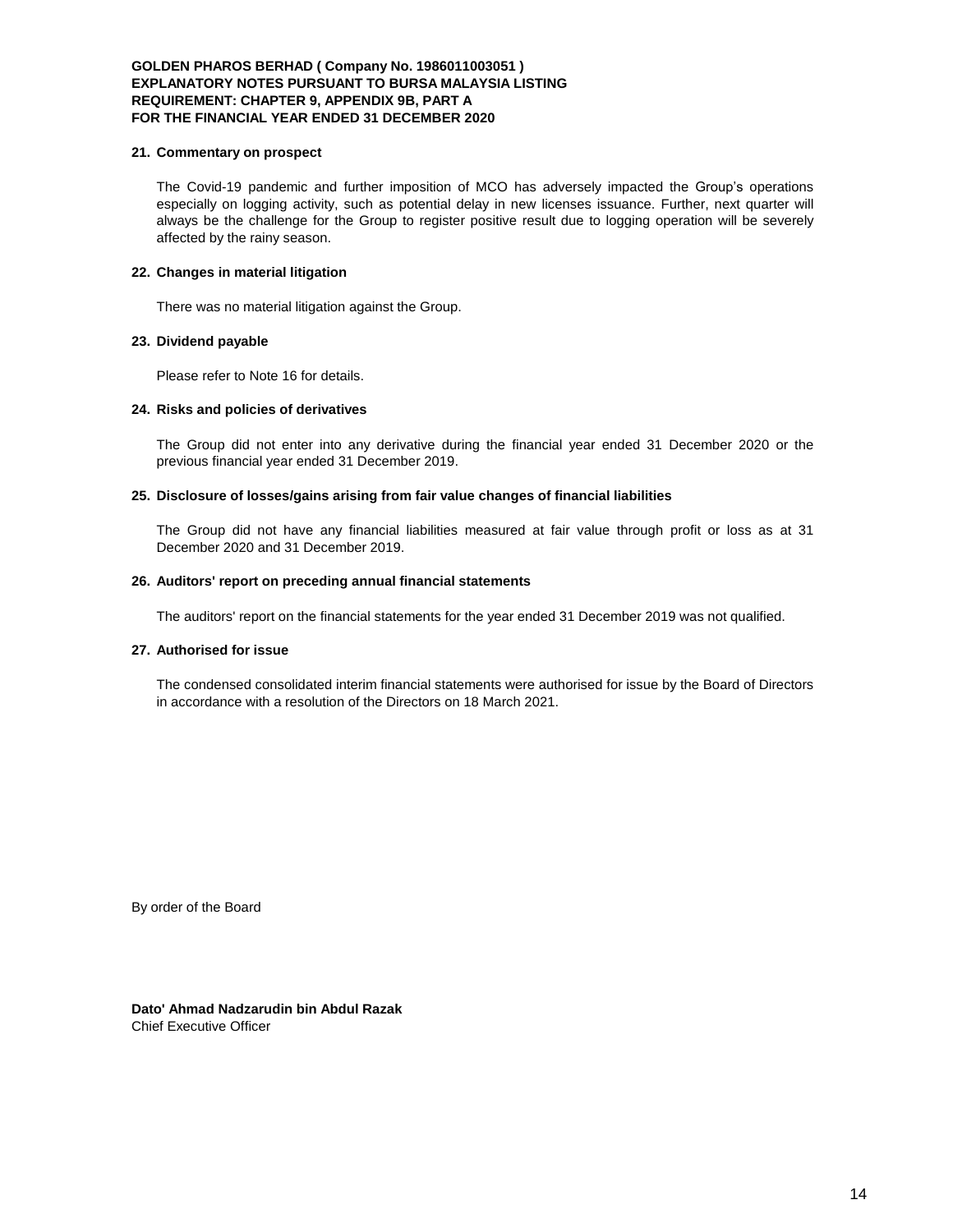**GOLDEN PHAROS BERHAD ( Company No. 1986011003051 )**
**EXPLANATORY NOTES PURSUANT TO BURSA MALAYSIA LISTING REQUIREMENT: CHAPTER 9, APPENDIX 9B, PART A**
**FOR THE FINANCIAL YEAR ENDED 31 DECEMBER 2020**

## 21. Commentary on prospect

The Covid-19 pandemic and further imposition of MCO has adversely impacted the Group's operations especially on logging activity, such as potential delay in new licenses issuance. Further, next quarter will always be the challenge for the Group to register positive result due to logging operation will be severely affected by the rainy season.

## 22. Changes in material litigation

There was no material litigation against the Group.

## 23. Dividend payable

Please refer to Note 16 for details.

## 24. Risks and policies of derivatives

The Group did not enter into any derivative during the financial year ended 31 December 2020 or the previous financial year ended 31 December 2019.

## 25. Disclosure of losses/gains arising from fair value changes of financial liabilities

The Group did not have any financial liabilities measured at fair value through profit or loss as at 31 December 2020 and 31 December 2019.

## 26. Auditors' report on preceding annual financial statements

The auditors' report on the financial statements for the year ended 31 December 2019 was not qualified.

## 27. Authorised for issue

The condensed consolidated interim financial statements were authorised for issue by the Board of Directors in accordance with a resolution of the Directors on 18 March 2021.

By order of the Board

**Dato' Ahmad Nadzarudin bin Abdul Razak**
Chief Executive Officer